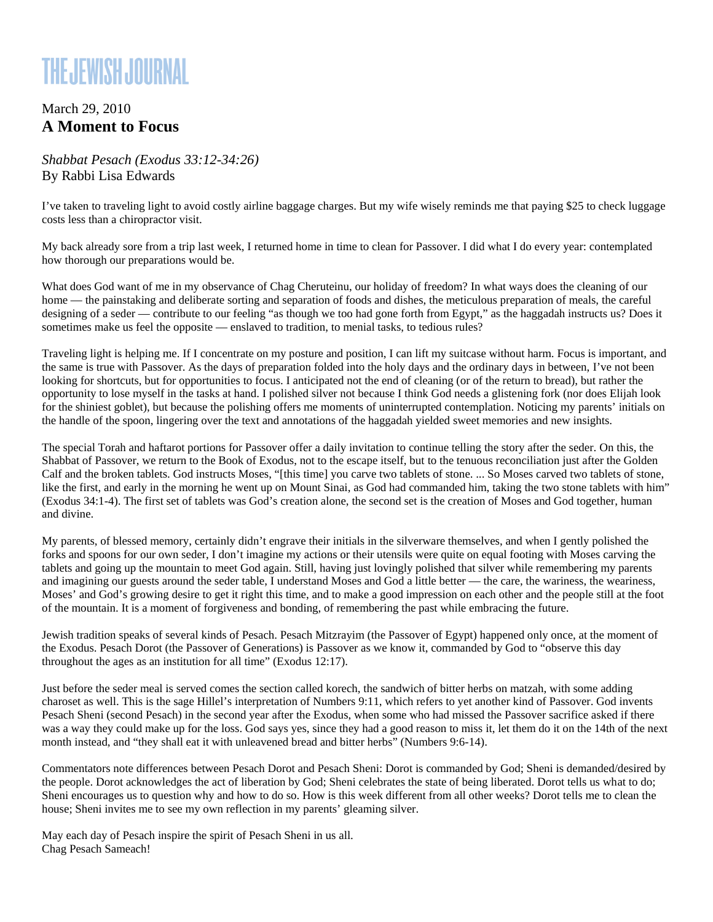# THE JEWISH JOURNAL

March 29, 2010

## A Moment to Focus

*Shabbat Pesach (Exodus 33:12-34:26)*
By Rabbi Lisa Edwards

I've taken to traveling light to avoid costly airline baggage charges. But my wife wisely reminds me that paying $25 to check luggage costs less than a chiropractor visit.

My back already sore from a trip last week, I returned home in time to clean for Passover. I did what I do every year: contemplated how thorough our preparations would be.

What does God want of me in my observance of Chag Cheruteinu, our holiday of freedom? In what ways does the cleaning of our home — the painstaking and deliberate sorting and separation of foods and dishes, the meticulous preparation of meals, the careful designing of a seder — contribute to our feeling "as though we too had gone forth from Egypt," as the haggadah instructs us? Does it sometimes make us feel the opposite — enslaved to tradition, to menial tasks, to tedious rules?

Traveling light is helping me. If I concentrate on my posture and position, I can lift my suitcase without harm. Focus is important, and the same is true with Passover. As the days of preparation folded into the holy days and the ordinary days in between, I've not been looking for shortcuts, but for opportunities to focus. I anticipated not the end of cleaning (or of the return to bread), but rather the opportunity to lose myself in the tasks at hand. I polished silver not because I think God needs a glistening fork (nor does Elijah look for the shiniest goblet), but because the polishing offers me moments of uninterrupted contemplation. Noticing my parents' initials on the handle of the spoon, lingering over the text and annotations of the haggadah yielded sweet memories and new insights.

The special Torah and haftarot portions for Passover offer a daily invitation to continue telling the story after the seder. On this, the Shabbat of Passover, we return to the Book of Exodus, not to the escape itself, but to the tenuous reconciliation just after the Golden Calf and the broken tablets. God instructs Moses, "[this time] you carve two tablets of stone. ... So Moses carved two tablets of stone, like the first, and early in the morning he went up on Mount Sinai, as God had commanded him, taking the two stone tablets with him" (Exodus 34:1-4). The first set of tablets was God's creation alone, the second set is the creation of Moses and God together, human and divine.

My parents, of blessed memory, certainly didn't engrave their initials in the silverware themselves, and when I gently polished the forks and spoons for our own seder, I don't imagine my actions or their utensils were quite on equal footing with Moses carving the tablets and going up the mountain to meet God again. Still, having just lovingly polished that silver while remembering my parents and imagining our guests around the seder table, I understand Moses and God a little better — the care, the wariness, the weariness, Moses' and God's growing desire to get it right this time, and to make a good impression on each other and the people still at the foot of the mountain. It is a moment of forgiveness and bonding, of remembering the past while embracing the future.

Jewish tradition speaks of several kinds of Pesach. Pesach Mitzrayim (the Passover of Egypt) happened only once, at the moment of the Exodus. Pesach Dorot (the Passover of Generations) is Passover as we know it, commanded by God to "observe this day throughout the ages as an institution for all time" (Exodus 12:17).

Just before the seder meal is served comes the section called korech, the sandwich of bitter herbs on matzah, with some adding charoset as well. This is the sage Hillel's interpretation of Numbers 9:11, which refers to yet another kind of Passover. God invents Pesach Sheni (second Pesach) in the second year after the Exodus, when some who had missed the Passover sacrifice asked if there was a way they could make up for the loss. God says yes, since they had a good reason to miss it, let them do it on the 14th of the next month instead, and "they shall eat it with unleavened bread and bitter herbs" (Numbers 9:6-14).

Commentators note differences between Pesach Dorot and Pesach Sheni: Dorot is commanded by God; Sheni is demanded/desired by the people. Dorot acknowledges the act of liberation by God; Sheni celebrates the state of being liberated. Dorot tells us what to do; Sheni encourages us to question why and how to do so. How is this week different from all other weeks? Dorot tells me to clean the house; Sheni invites me to see my own reflection in my parents' gleaming silver.

May each day of Pesach inspire the spirit of Pesach Sheni in us all.
Chag Pesach Sameach!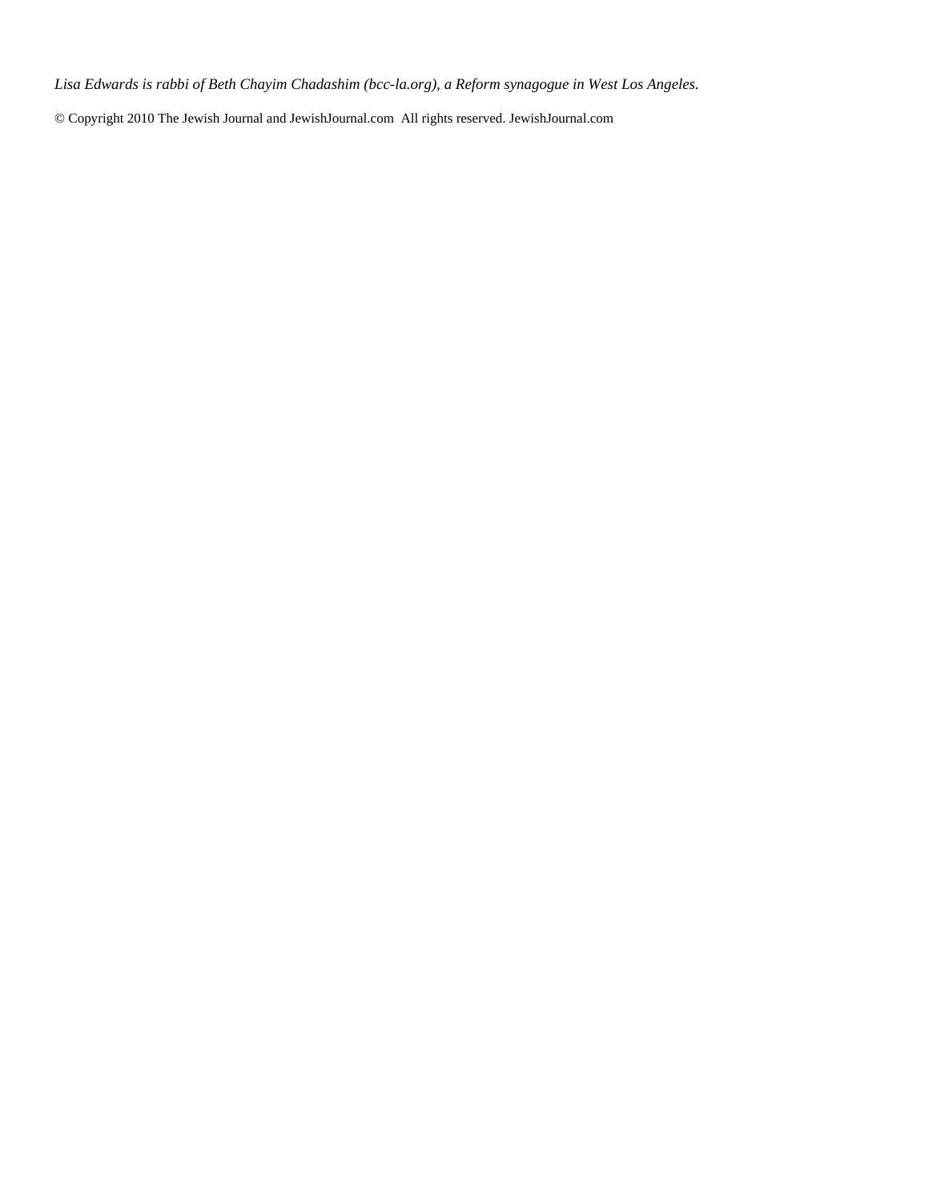*Lisa Edwards is rabbi of Beth Chayim Chadashim (bcc-la.org), a Reform synagogue in West Los Angeles.*

© Copyright 2010 The Jewish Journal and JewishJournal.com All rights reserved. JewishJournal.com